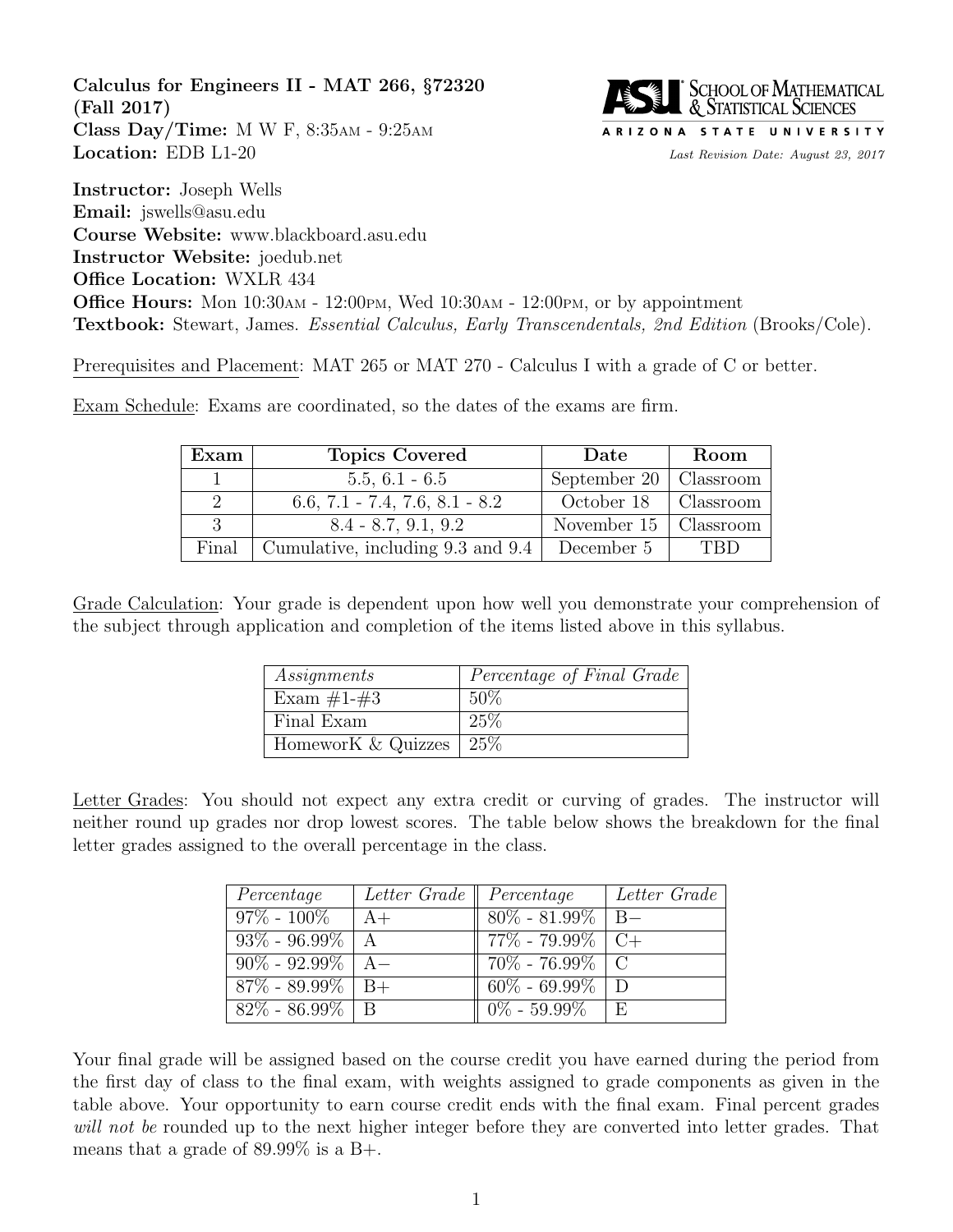**Calculus for Engineers II - MAT 266, §72320**
**(Fall 2017)**
**Class Day/Time:** M W F, 8:35AM - 9:25AM
**Location:** EDB L1-20

SCHOOL OF MATHEMATICAL & STATISTICAL SCIENCES
ARIZONA STATE UNIVERSITY

*Last Revision Date: August 23, 2017*

**Instructor:** Joseph Wells
**Email:** jswells@asu.edu
**Course Website:** www.blackboard.asu.edu
**Instructor Website:** joedub.net
**Office Location:** WXLR 434
**Office Hours:** Mon 10:30AM - 12:00PM, Wed 10:30AM - 12:00PM, or by appointment
**Textbook:** Stewart, James. *Essential Calculus, Early Transcendentals, 2nd Edition* (Brooks/Cole).

Prerequisites and Placement: MAT 265 or MAT 270 - Calculus I with a grade of C or better.

Exam Schedule: Exams are coordinated, so the dates of the exams are firm.

| Exam | Topics Covered | Date | Room |
|---|---|---|---|
| 1 | 5.5, 6.1 - 6.5 | September 20 | Classroom |
| 2 | 6.6, 7.1 - 7.4, 7.6, 8.1 - 8.2 | October 18 | Classroom |
| 3 | 8.4 - 8.7, 9.1, 9.2 | November 15 | Classroom |
| Final | Cumulative, including 9.3 and 9.4 | December 5 | TBD |

Grade Calculation: Your grade is dependent upon how well you demonstrate your comprehension of the subject through application and completion of the items listed above in this syllabus.

| *Assignments* | *Percentage of Final Grade* |
|---|---|
| Exam #1-#3 | 50% |
| Final Exam | 25% |
| HomeworK & Quizzes | 25% |

Letter Grades: You should not expect any extra credit or curving of grades. The instructor will neither round up grades nor drop lowest scores. The table below shows the breakdown for the final letter grades assigned to the overall percentage in the class.

| *Percentage* | *Letter Grade* | *Percentage* | *Letter Grade* |
|---|---|---|---|
| 97% - 100% | A+ | 80% - 81.99% | B− |
| 93% - 96.99% | A | 77% - 79.99% | C+ |
| 90% - 92.99% | A− | 70% - 76.99% | C |
| 87% - 89.99% | B+ | 60% - 69.99% | D |
| 82% - 86.99% | B | 0% - 59.99% | E |

Your final grade will be assigned based on the course credit you have earned during the period from the first day of class to the final exam, with weights assigned to grade components as given in the table above. Your opportunity to earn course credit ends with the final exam. Final percent grades *will not be* rounded up to the next higher integer before they are converted into letter grades. That means that a grade of 89.99% is a B+.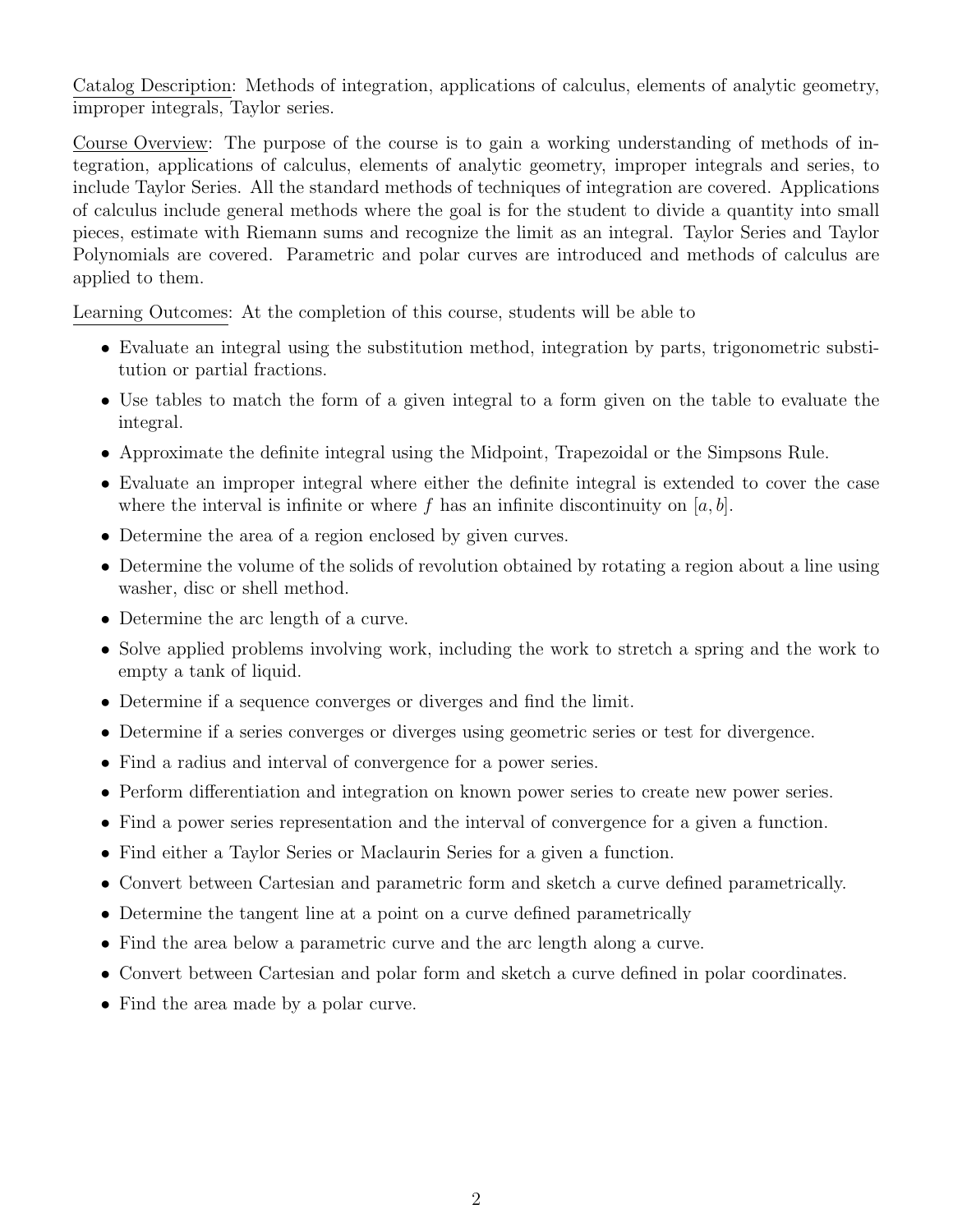Catalog Description: Methods of integration, applications of calculus, elements of analytic geometry, improper integrals, Taylor series.

Course Overview: The purpose of the course is to gain a working understanding of methods of integration, applications of calculus, elements of analytic geometry, improper integrals and series, to include Taylor Series. All the standard methods of techniques of integration are covered. Applications of calculus include general methods where the goal is for the student to divide a quantity into small pieces, estimate with Riemann sums and recognize the limit as an integral. Taylor Series and Taylor Polynomials are covered. Parametric and polar curves are introduced and methods of calculus are applied to them.

Learning Outcomes: At the completion of this course, students will be able to

- Evaluate an integral using the substitution method, integration by parts, trigonometric substitution or partial fractions.
- Use tables to match the form of a given integral to a form given on the table to evaluate the integral.
- Approximate the definite integral using the Midpoint, Trapezoidal or the Simpsons Rule.
- Evaluate an improper integral where either the definite integral is extended to cover the case where the interval is infinite or where $f$ has an infinite discontinuity on $[a, b]$.
- Determine the area of a region enclosed by given curves.
- Determine the volume of the solids of revolution obtained by rotating a region about a line using washer, disc or shell method.
- Determine the arc length of a curve.
- Solve applied problems involving work, including the work to stretch a spring and the work to empty a tank of liquid.
- Determine if a sequence converges or diverges and find the limit.
- Determine if a series converges or diverges using geometric series or test for divergence.
- Find a radius and interval of convergence for a power series.
- Perform differentiation and integration on known power series to create new power series.
- Find a power series representation and the interval of convergence for a given a function.
- Find either a Taylor Series or Maclaurin Series for a given a function.
- Convert between Cartesian and parametric form and sketch a curve defined parametrically.
- Determine the tangent line at a point on a curve defined parametrically
- Find the area below a parametric curve and the arc length along a curve.
- Convert between Cartesian and polar form and sketch a curve defined in polar coordinates.
- Find the area made by a polar curve.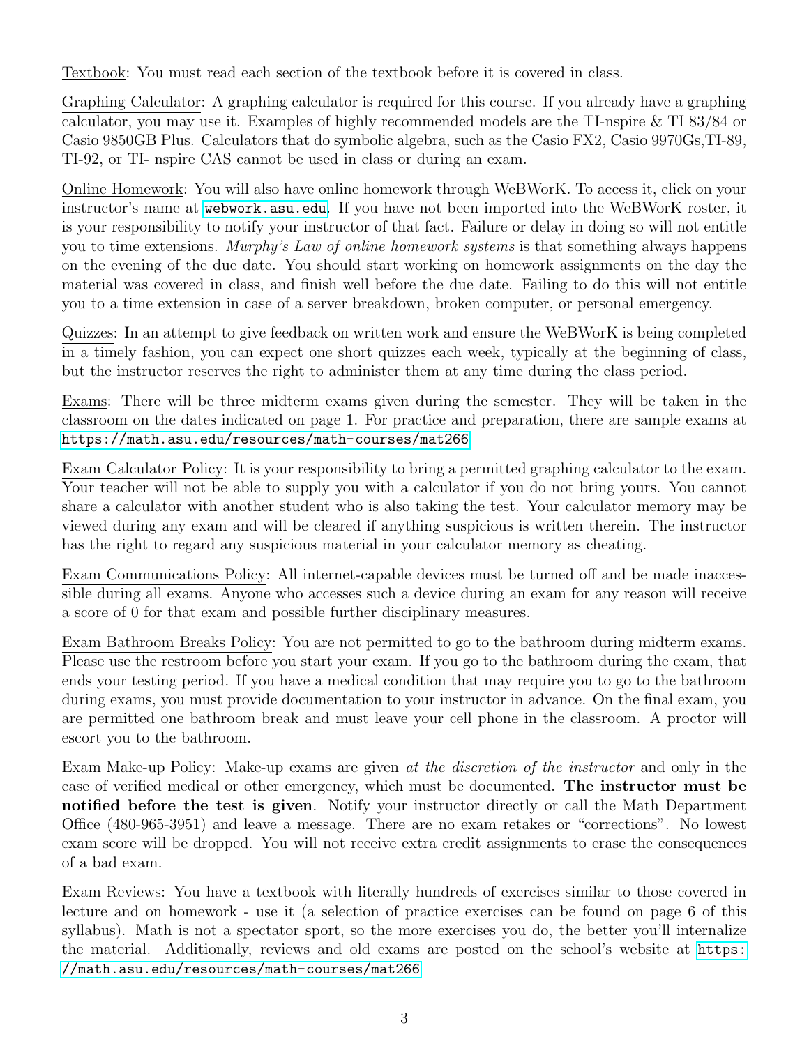<u>Textbook</u>: You must read each section of the textbook before it is covered in class.

<u>Graphing Calculator</u>: A graphing calculator is required for this course. If you already have a graphing calculator, you may use it. Examples of highly recommended models are the TI-nspire & TI 83/84 or Casio 9850GB Plus. Calculators that do symbolic algebra, such as the Casio FX2, Casio 9970Gs,TI-89, TI-92, or TI- nspire CAS cannot be used in class or during an exam.

<u>Online Homework</u>: You will also have online homework through WeBWorK. To access it, click on your instructor's name at `webwork.asu.edu`. If you have not been imported into the WeBWorK roster, it is your responsibility to notify your instructor of that fact. Failure or delay in doing so will not entitle you to time extensions. *Murphy's Law of online homework systems* is that something always happens on the evening of the due date. You should start working on homework assignments on the day the material was covered in class, and finish well before the due date. Failing to do this will not entitle you to a time extension in case of a server breakdown, broken computer, or personal emergency.

<u>Quizzes</u>: In an attempt to give feedback on written work and ensure the WeBWorK is being completed in a timely fashion, you can expect one short quizzes each week, typically at the beginning of class, but the instructor reserves the right to administer them at any time during the class period.

<u>Exams</u>: There will be three midterm exams given during the semester. They will be taken in the classroom on the dates indicated on page 1. For practice and preparation, there are sample exams at `https://math.asu.edu/resources/math-courses/mat266`

<u>Exam Calculator Policy</u>: It is your responsibility to bring a permitted graphing calculator to the exam. Your teacher will not be able to supply you with a calculator if you do not bring yours. You cannot share a calculator with another student who is also taking the test. Your calculator memory may be viewed during any exam and will be cleared if anything suspicious is written therein. The instructor has the right to regard any suspicious material in your calculator memory as cheating.

<u>Exam Communications Policy</u>: All internet-capable devices must be turned off and be made inaccessible during all exams. Anyone who accesses such a device during an exam for any reason will receive a score of 0 for that exam and possible further disciplinary measures.

<u>Exam Bathroom Breaks Policy</u>: You are not permitted to go to the bathroom during midterm exams. Please use the restroom before you start your exam. If you go to the bathroom during the exam, that ends your testing period. If you have a medical condition that may require you to go to the bathroom during exams, you must provide documentation to your instructor in advance. On the final exam, you are permitted one bathroom break and must leave your cell phone in the classroom. A proctor will escort you to the bathroom.

<u>Exam Make-up Policy</u>: Make-up exams are given *at the discretion of the instructor* and only in the case of verified medical or other emergency, which must be documented. **The instructor must be notified before the test is given**. Notify your instructor directly or call the Math Department Office (480-965-3951) and leave a message. There are no exam retakes or "corrections". No lowest exam score will be dropped. You will not receive extra credit assignments to erase the consequences of a bad exam.

<u>Exam Reviews</u>: You have a textbook with literally hundreds of exercises similar to those covered in lecture and on homework - use it (a selection of practice exercises can be found on page 6 of this syllabus). Math is not a spectator sport, so the more exercises you do, the better you'll internalize the material. Additionally, reviews and old exams are posted on the school's website at `https://math.asu.edu/resources/math-courses/mat266`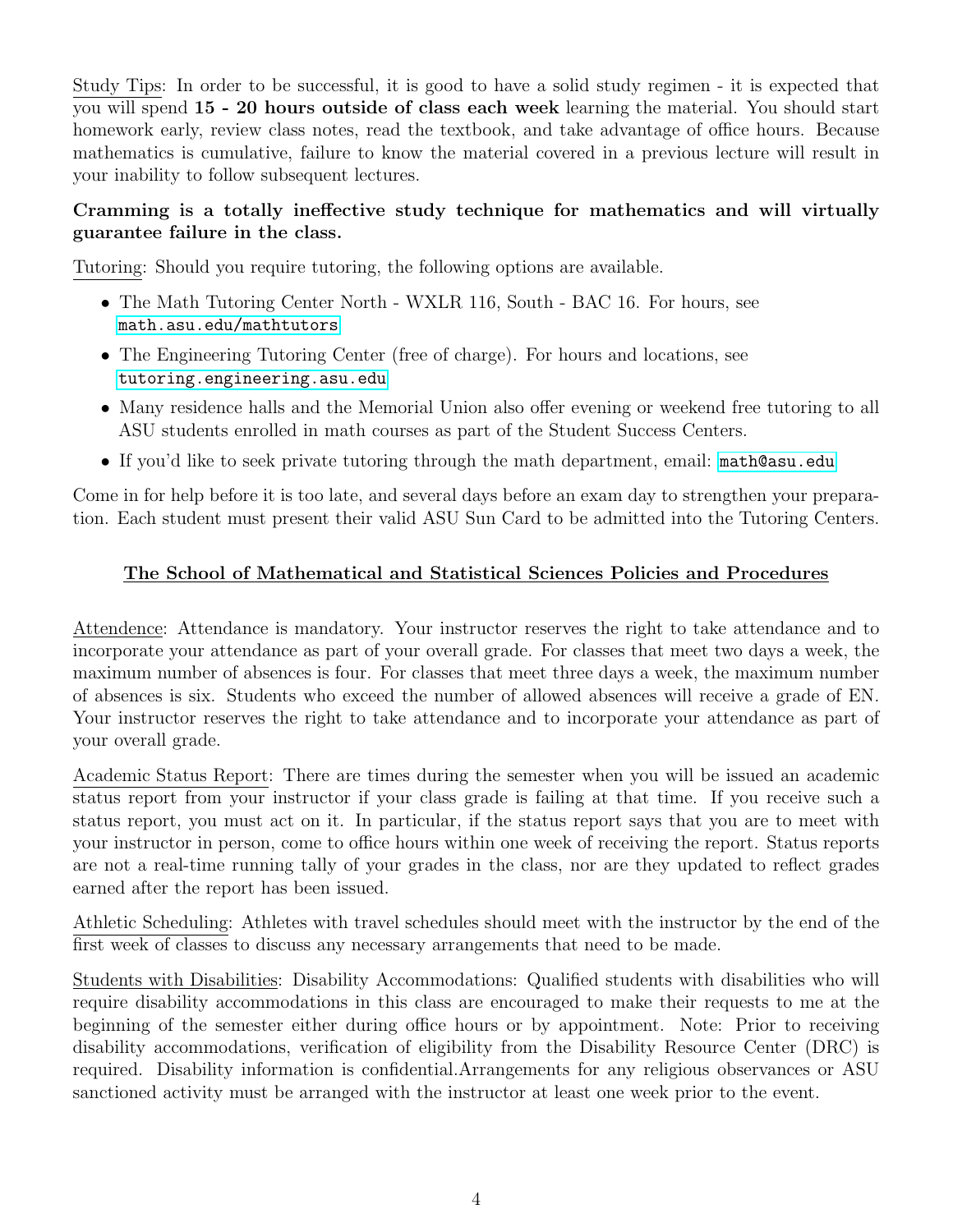<u>Study Tips</u>: In order to be successful, it is good to have a solid study regimen - it is expected that you will spend **15 - 20 hours outside of class each week** learning the material. You should start homework early, review class notes, read the textbook, and take advantage of office hours. Because mathematics is cumulative, failure to know the material covered in a previous lecture will result in your inability to follow subsequent lectures.

**Cramming is a totally ineffective study technique for mathematics and will virtually guarantee failure in the class.**

<u>Tutoring</u>: Should you require tutoring, the following options are available.

- The Math Tutoring Center North - WXLR 116, South - BAC 16. For hours, see `math.asu.edu/mathtutors`
- The Engineering Tutoring Center (free of charge). For hours and locations, see `tutoring.engineering.asu.edu`
- Many residence halls and the Memorial Union also offer evening or weekend free tutoring to all ASU students enrolled in math courses as part of the Student Success Centers.
- If you'd like to seek private tutoring through the math department, email: `math@asu.edu`

Come in for help before it is too late, and several days before an exam day to strengthen your preparation. Each student must present their valid ASU Sun Card to be admitted into the Tutoring Centers.

## The School of Mathematical and Statistical Sciences Policies and Procedures

<u>Attendence</u>: Attendance is mandatory. Your instructor reserves the right to take attendance and to incorporate your attendance as part of your overall grade. For classes that meet two days a week, the maximum number of absences is four. For classes that meet three days a week, the maximum number of absences is six. Students who exceed the number of allowed absences will receive a grade of EN. Your instructor reserves the right to take attendance and to incorporate your attendance as part of your overall grade.

<u>Academic Status Report</u>: There are times during the semester when you will be issued an academic status report from your instructor if your class grade is failing at that time. If you receive such a status report, you must act on it. In particular, if the status report says that you are to meet with your instructor in person, come to office hours within one week of receiving the report. Status reports are not a real-time running tally of your grades in the class, nor are they updated to reflect grades earned after the report has been issued.

<u>Athletic Scheduling</u>: Athletes with travel schedules should meet with the instructor by the end of the first week of classes to discuss any necessary arrangements that need to be made.

<u>Students with Disabilities</u>: Disability Accommodations: Qualified students with disabilities who will require disability accommodations in this class are encouraged to make their requests to me at the beginning of the semester either during office hours or by appointment. Note: Prior to receiving disability accommodations, verification of eligibility from the Disability Resource Center (DRC) is required. Disability information is confidential.Arrangements for any religious observances or ASU sanctioned activity must be arranged with the instructor at least one week prior to the event.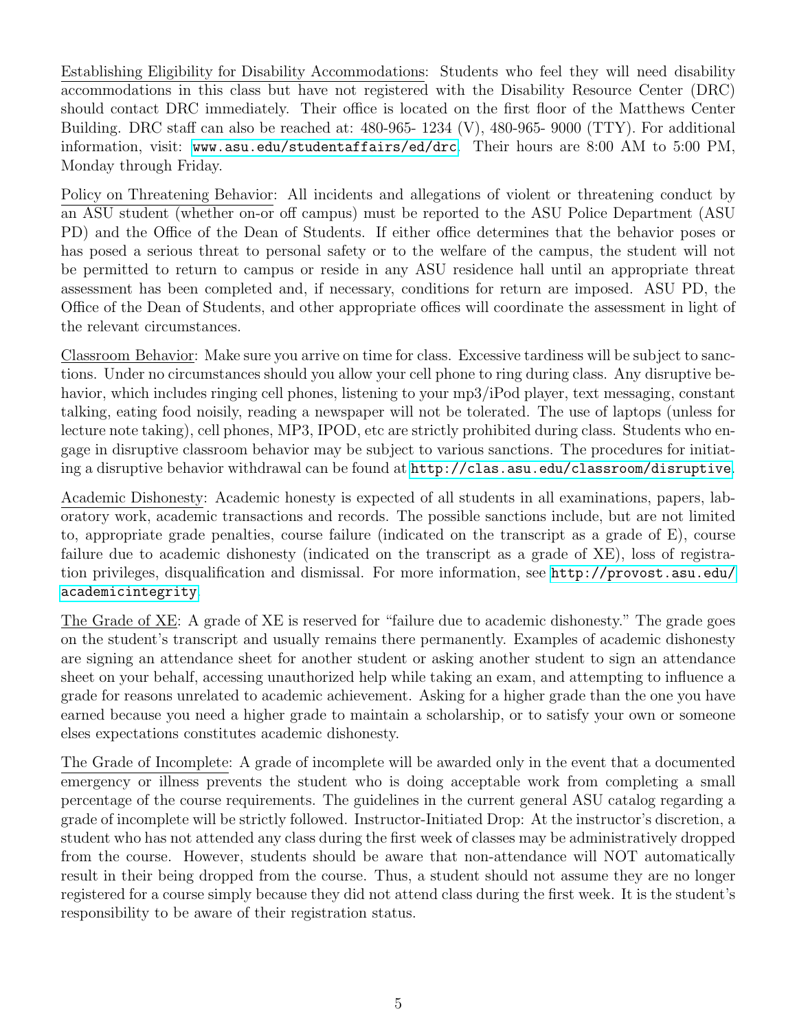Establishing Eligibility for Disability Accommodations: Students who feel they will need disability accommodations in this class but have not registered with the Disability Resource Center (DRC) should contact DRC immediately. Their office is located on the first floor of the Matthews Center Building. DRC staff can also be reached at: 480-965- 1234 (V), 480-965- 9000 (TTY). For additional information, visit: www.asu.edu/studentaffairs/ed/drc. Their hours are 8:00 AM to 5:00 PM, Monday through Friday.

Policy on Threatening Behavior: All incidents and allegations of violent or threatening conduct by an ASU student (whether on-or off campus) must be reported to the ASU Police Department (ASU PD) and the Office of the Dean of Students. If either office determines that the behavior poses or has posed a serious threat to personal safety or to the welfare of the campus, the student will not be permitted to return to campus or reside in any ASU residence hall until an appropriate threat assessment has been completed and, if necessary, conditions for return are imposed. ASU PD, the Office of the Dean of Students, and other appropriate offices will coordinate the assessment in light of the relevant circumstances.

Classroom Behavior: Make sure you arrive on time for class. Excessive tardiness will be subject to sanctions. Under no circumstances should you allow your cell phone to ring during class. Any disruptive behavior, which includes ringing cell phones, listening to your mp3/iPod player, text messaging, constant talking, eating food noisily, reading a newspaper will not be tolerated. The use of laptops (unless for lecture note taking), cell phones, MP3, IPOD, etc are strictly prohibited during class. Students who engage in disruptive classroom behavior may be subject to various sanctions. The procedures for initiating a disruptive behavior withdrawal can be found at http://clas.asu.edu/classroom/disruptive.

Academic Dishonesty: Academic honesty is expected of all students in all examinations, papers, laboratory work, academic transactions and records. The possible sanctions include, but are not limited to, appropriate grade penalties, course failure (indicated on the transcript as a grade of E), course failure due to academic dishonesty (indicated on the transcript as a grade of XE), loss of registration privileges, disqualification and dismissal. For more information, see http://provost.asu.edu/academicintegrity.

The Grade of XE: A grade of XE is reserved for "failure due to academic dishonesty." The grade goes on the student's transcript and usually remains there permanently. Examples of academic dishonesty are signing an attendance sheet for another student or asking another student to sign an attendance sheet on your behalf, accessing unauthorized help while taking an exam, and attempting to influence a grade for reasons unrelated to academic achievement. Asking for a higher grade than the one you have earned because you need a higher grade to maintain a scholarship, or to satisfy your own or someone elses expectations constitutes academic dishonesty.

The Grade of Incomplete: A grade of incomplete will be awarded only in the event that a documented emergency or illness prevents the student who is doing acceptable work from completing a small percentage of the course requirements. The guidelines in the current general ASU catalog regarding a grade of incomplete will be strictly followed. Instructor-Initiated Drop: At the instructor's discretion, a student who has not attended any class during the first week of classes may be administratively dropped from the course. However, students should be aware that non-attendance will NOT automatically result in their being dropped from the course. Thus, a student should not assume they are no longer registered for a course simply because they did not attend class during the first week. It is the student's responsibility to be aware of their registration status.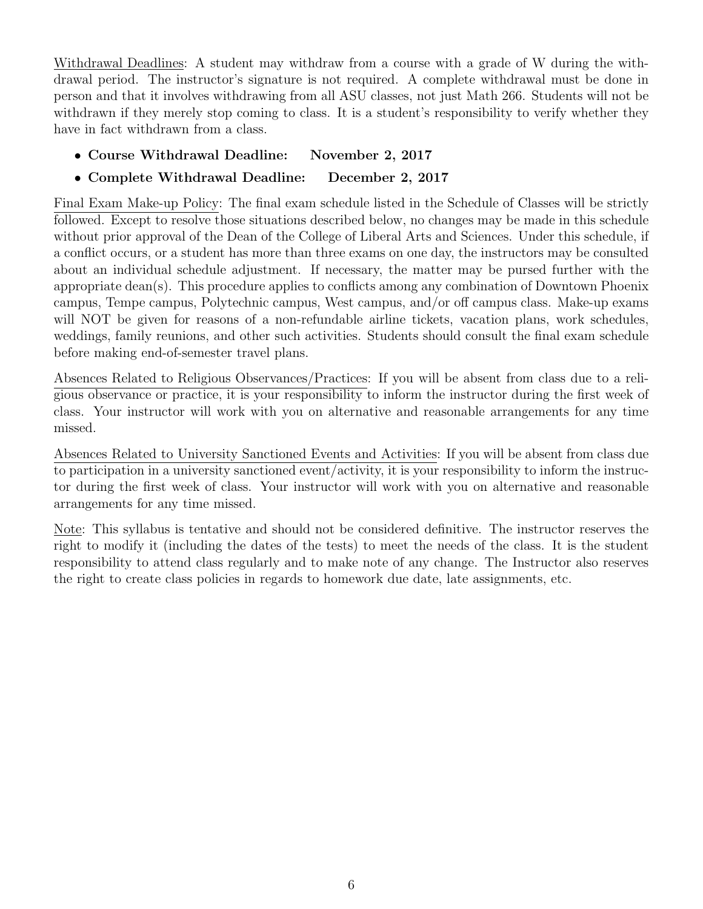<u>Withdrawal Deadlines</u>: A student may withdraw from a course with a grade of W during the withdrawal period. The instructor's signature is not required. A complete withdrawal must be done in person and that it involves withdrawing from all ASU classes, not just Math 266. Students will not be withdrawn if they merely stop coming to class. It is a student's responsibility to verify whether they have in fact withdrawn from a class.

- **Course Withdrawal Deadline: November 2, 2017**
- **Complete Withdrawal Deadline: December 2, 2017**

<u>Final Exam Make-up Policy</u>: The final exam schedule listed in the Schedule of Classes will be strictly followed. Except to resolve those situations described below, no changes may be made in this schedule without prior approval of the Dean of the College of Liberal Arts and Sciences. Under this schedule, if a conflict occurs, or a student has more than three exams on one day, the instructors may be consulted about an individual schedule adjustment. If necessary, the matter may be pursed further with the appropriate dean(s). This procedure applies to conflicts among any combination of Downtown Phoenix campus, Tempe campus, Polytechnic campus, West campus, and/or off campus class. Make-up exams will NOT be given for reasons of a non-refundable airline tickets, vacation plans, work schedules, weddings, family reunions, and other such activities. Students should consult the final exam schedule before making end-of-semester travel plans.

<u>Absences Related to Religious Observances/Practices</u>: If you will be absent from class due to a religious observance or practice, it is your responsibility to inform the instructor during the first week of class. Your instructor will work with you on alternative and reasonable arrangements for any time missed.

<u>Absences Related to University Sanctioned Events and Activities</u>: If you will be absent from class due to participation in a university sanctioned event/activity, it is your responsibility to inform the instructor during the first week of class. Your instructor will work with you on alternative and reasonable arrangements for any time missed.

<u>Note</u>: This syllabus is tentative and should not be considered definitive. The instructor reserves the right to modify it (including the dates of the tests) to meet the needs of the class. It is the student responsibility to attend class regularly and to make note of any change. The Instructor also reserves the right to create class policies in regards to homework due date, late assignments, etc.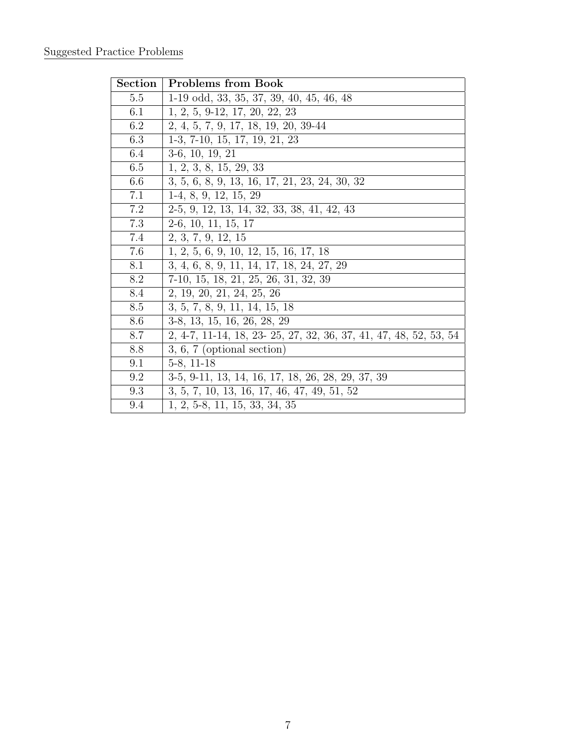Suggested Practice Problems

| **Section** | **Problems from Book** |
| --- | --- |
| 5.5 | 1-19 odd, 33, 35, 37, 39, 40, 45, 46, 48 |
| 6.1 | 1, 2, 5, 9-12, 17, 20, 22, 23 |
| 6.2 | 2, 4, 5, 7, 9, 17, 18, 19, 20, 39-44 |
| 6.3 | 1-3, 7-10, 15, 17, 19, 21, 23 |
| 6.4 | 3-6, 10, 19, 21 |
| 6.5 | 1, 2, 3, 8, 15, 29, 33 |
| 6.6 | 3, 5, 6, 8, 9, 13, 16, 17, 21, 23, 24, 30, 32 |
| 7.1 | 1-4, 8, 9, 12, 15, 29 |
| 7.2 | 2-5, 9, 12, 13, 14, 32, 33, 38, 41, 42, 43 |
| 7.3 | 2-6, 10, 11, 15, 17 |
| 7.4 | 2, 3, 7, 9, 12, 15 |
| 7.6 | 1, 2, 5, 6, 9, 10, 12, 15, 16, 17, 18 |
| 8.1 | 3, 4, 6, 8, 9, 11, 14, 17, 18, 24, 27, 29 |
| 8.2 | 7-10, 15, 18, 21, 25, 26, 31, 32, 39 |
| 8.4 | 2, 19, 20, 21, 24, 25, 26 |
| 8.5 | 3, 5, 7, 8, 9, 11, 14, 15, 18 |
| 8.6 | 3-8, 13, 15, 16, 26, 28, 29 |
| 8.7 | 2, 4-7, 11-14, 18, 23- 25, 27, 32, 36, 37, 41, 47, 48, 52, 53, 54 |
| 8.8 | 3, 6, 7 (optional section) |
| 9.1 | 5-8, 11-18 |
| 9.2 | 3-5, 9-11, 13, 14, 16, 17, 18, 26, 28, 29, 37, 39 |
| 9.3 | 3, 5, 7, 10, 13, 16, 17, 46, 47, 49, 51, 52 |
| 9.4 | 1, 2, 5-8, 11, 15, 33, 34, 35 |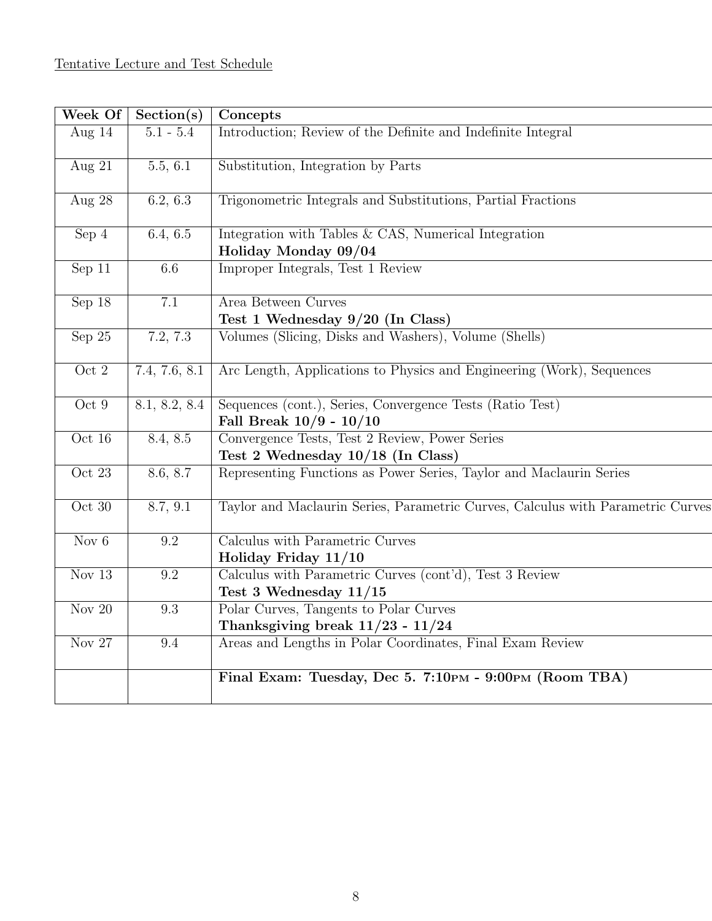Tentative Lecture and Test Schedule

| Week Of | Section(s) | Concepts |
|---|---|---|
| Aug 14 | 5.1 - 5.4 | Introduction; Review of the Definite and Indefinite Integral |
| Aug 21 | 5.5, 6.1 | Substitution, Integration by Parts |
| Aug 28 | 6.2, 6.3 | Trigonometric Integrals and Substitutions, Partial Fractions |
| Sep 4 | 6.4, 6.5 | Integration with Tables & CAS, Numerical Integration<br>**Holiday Monday 09/04** |
| Sep 11 | 6.6 | Improper Integrals, Test 1 Review |
| Sep 18 | 7.1 | Area Between Curves<br>**Test 1 Wednesday 9/20 (In Class)** |
| Sep 25 | 7.2, 7.3 | Volumes (Slicing, Disks and Washers), Volume (Shells) |
| Oct 2 | 7.4, 7.6, 8.1 | Arc Length, Applications to Physics and Engineering (Work), Sequences |
| Oct 9 | 8.1, 8.2, 8.4 | Sequences (cont.), Series, Convergence Tests (Ratio Test)<br>**Fall Break 10/9 - 10/10** |
| Oct 16 | 8.4, 8.5 | Convergence Tests, Test 2 Review, Power Series<br>**Test 2 Wednesday 10/18 (In Class)** |
| Oct 23 | 8.6, 8.7 | Representing Functions as Power Series, Taylor and Maclaurin Series |
| Oct 30 | 8.7, 9.1 | Taylor and Maclaurin Series, Parametric Curves, Calculus with Parametric Curves |
| Nov 6 | 9.2 | Calculus with Parametric Curves<br>**Holiday Friday 11/10** |
| Nov 13 | 9.2 | Calculus with Parametric Curves (cont'd), Test 3 Review<br>**Test 3 Wednesday 11/15** |
| Nov 20 | 9.3 | Polar Curves, Tangents to Polar Curves<br>**Thanksgiving break 11/23 - 11/24** |
| Nov 27 | 9.4 | Areas and Lengths in Polar Coordinates, Final Exam Review |
| | | **Final Exam: Tuesday, Dec 5. 7:10PM - 9:00PM (Room TBA)** |